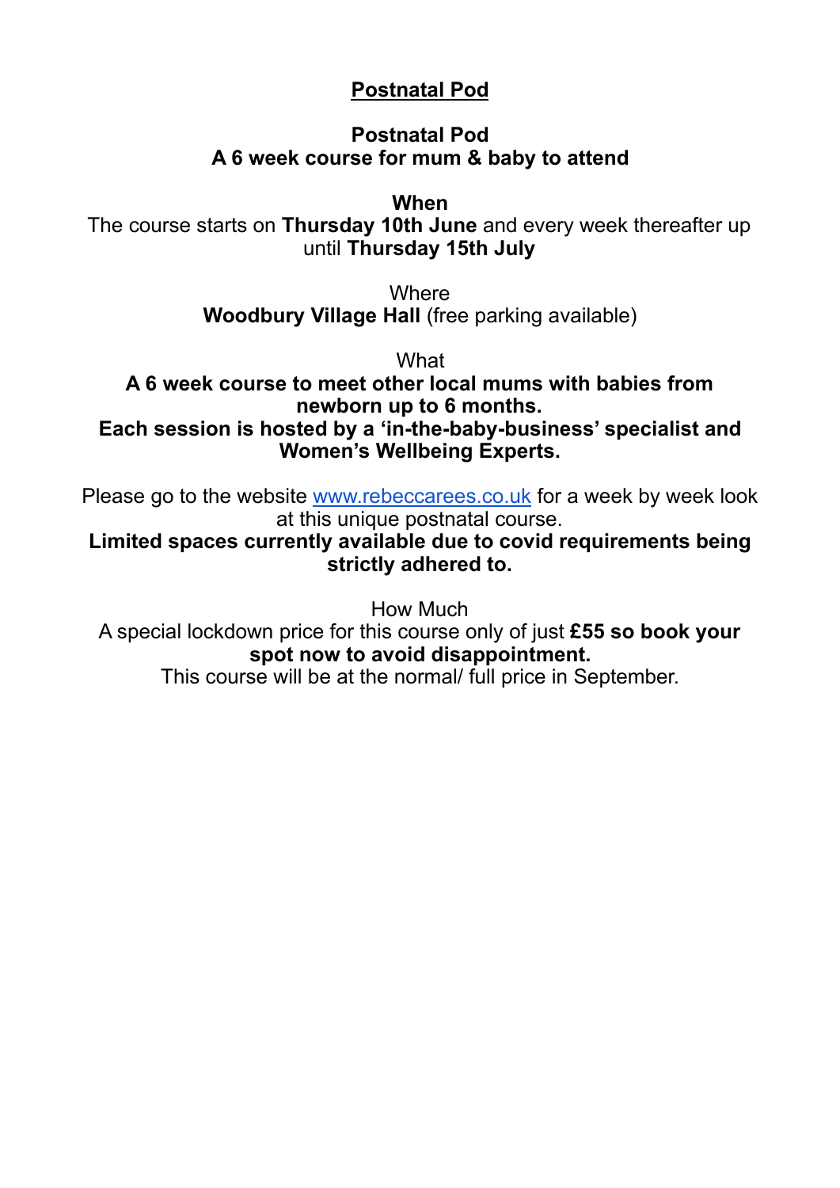# <u>Postnatal Pod</u>

**Postnatal Pod**
**A 6 week course for mum & baby to attend**

**When**

The course starts on **Thursday 10th June** and every week thereafter up until **Thursday 15th July**

Where

**Woodbury Village Hall** (free parking available)

What

**A 6 week course to meet other local mums with babies from newborn up to 6 months.**
**Each session is hosted by a 'in-the-baby-business' specialist and Women's Wellbeing Experts.**

Please go to the website [www.rebeccarees.co.uk](http://www.rebeccarees.co.uk) for a week by week look at this unique postnatal course.

**Limited spaces currently available due to covid requirements being strictly adhered to.**

How Much

A special lockdown price for this course only of just **£55 so book your spot now to avoid disappointment.**

This course will be at the normal/ full price in September.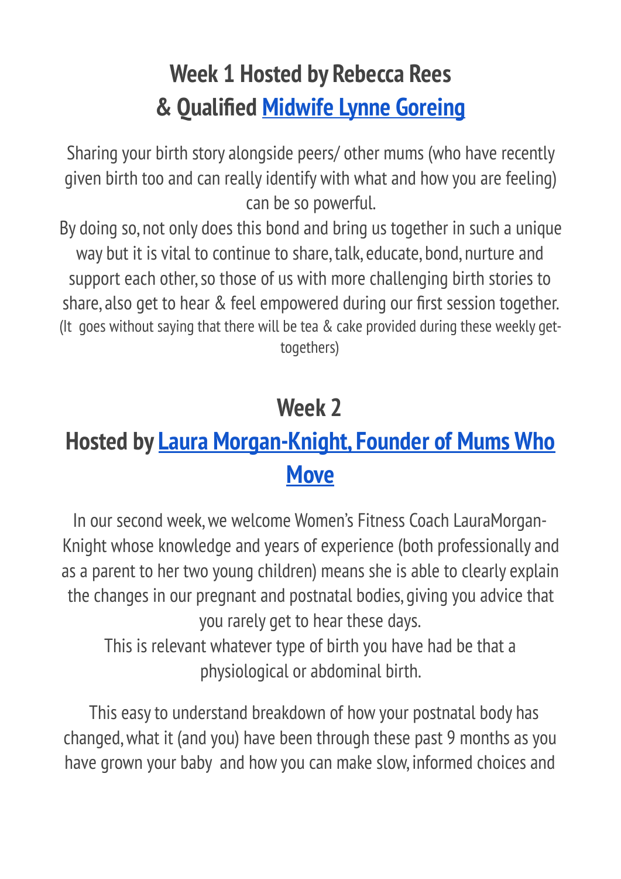## Week 1 Hosted by Rebecca Rees & Qualified Midwife Lynne Goreing

Sharing your birth story alongside peers/ other mums (who have recently given birth too and can really identify with what and how you are feeling) can be so powerful.

By doing so, not only does this bond and bring us together in such a unique way but it is vital to continue to share, talk, educate, bond, nurture and support each other, so those of us with more challenging birth stories to share, also get to hear & feel empowered during our first session together.

(It goes without saying that there will be tea & cake provided during these weekly get-togethers)

## Week 2

## Hosted by Laura Morgan-Knight, Founder of Mums Who Move

In our second week, we welcome Women's Fitness Coach LauraMorgan-Knight whose knowledge and years of experience (both professionally and as a parent to her two young children) means she is able to clearly explain the changes in our pregnant and postnatal bodies, giving you advice that you rarely get to hear these days.

This is relevant whatever type of birth you have had be that a physiological or abdominal birth.

This easy to understand breakdown of how your postnatal body has changed, what it (and you) have been through these past 9 months as you have grown your baby and how you can make slow, informed choices and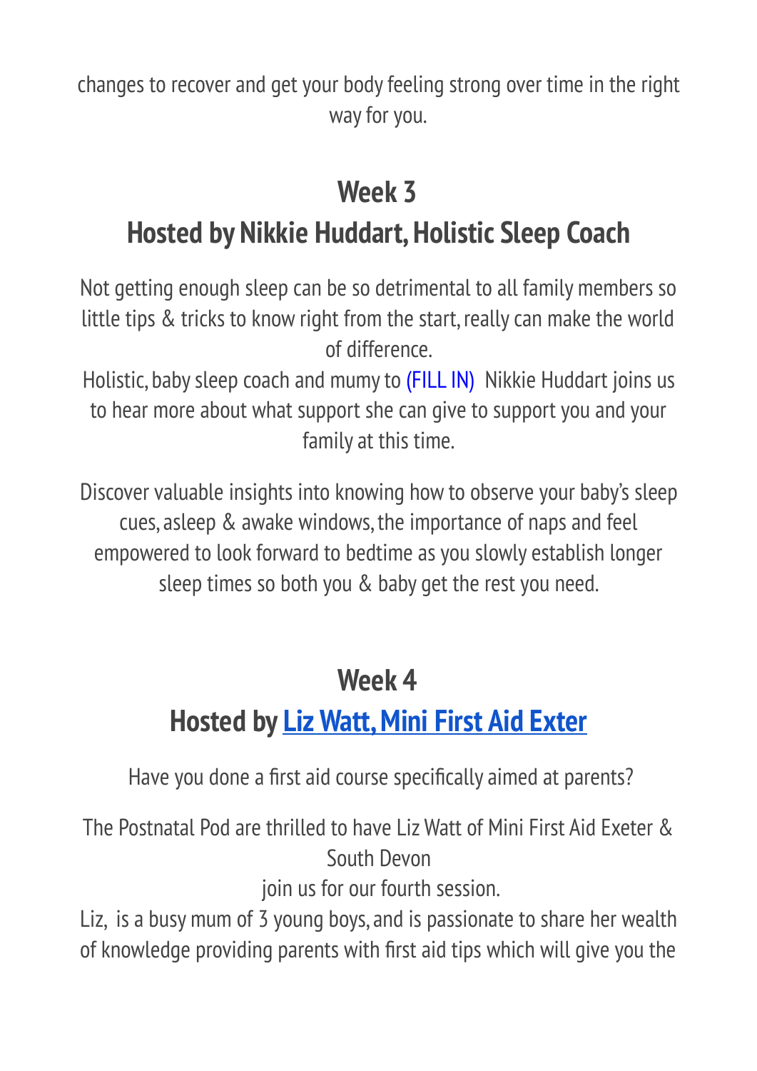changes to recover and get your body feeling strong over time in the right way for you.

## Week 3

## Hosted by Nikkie Huddart, Holistic Sleep Coach

Not getting enough sleep can be so detrimental to all family members so little tips & tricks to know right from the start, really can make the world of difference.

Holistic, baby sleep coach and mumy to (FILL IN) Nikkie Huddart joins us to hear more about what support she can give to support you and your family at this time.

Discover valuable insights into knowing how to observe your baby's sleep cues, asleep & awake windows, the importance of naps and feel empowered to look forward to bedtime as you slowly establish longer sleep times so both you & baby get the rest you need.

## Week 4

## Hosted by Liz Watt, Mini First Aid Exter

Have you done a first aid course specifically aimed at parents?

The Postnatal Pod are thrilled to have Liz Watt of Mini First Aid Exeter & South Devon
join us for our fourth session.

Liz, is a busy mum of 3 young boys, and is passionate to share her wealth of knowledge providing parents with first aid tips which will give you the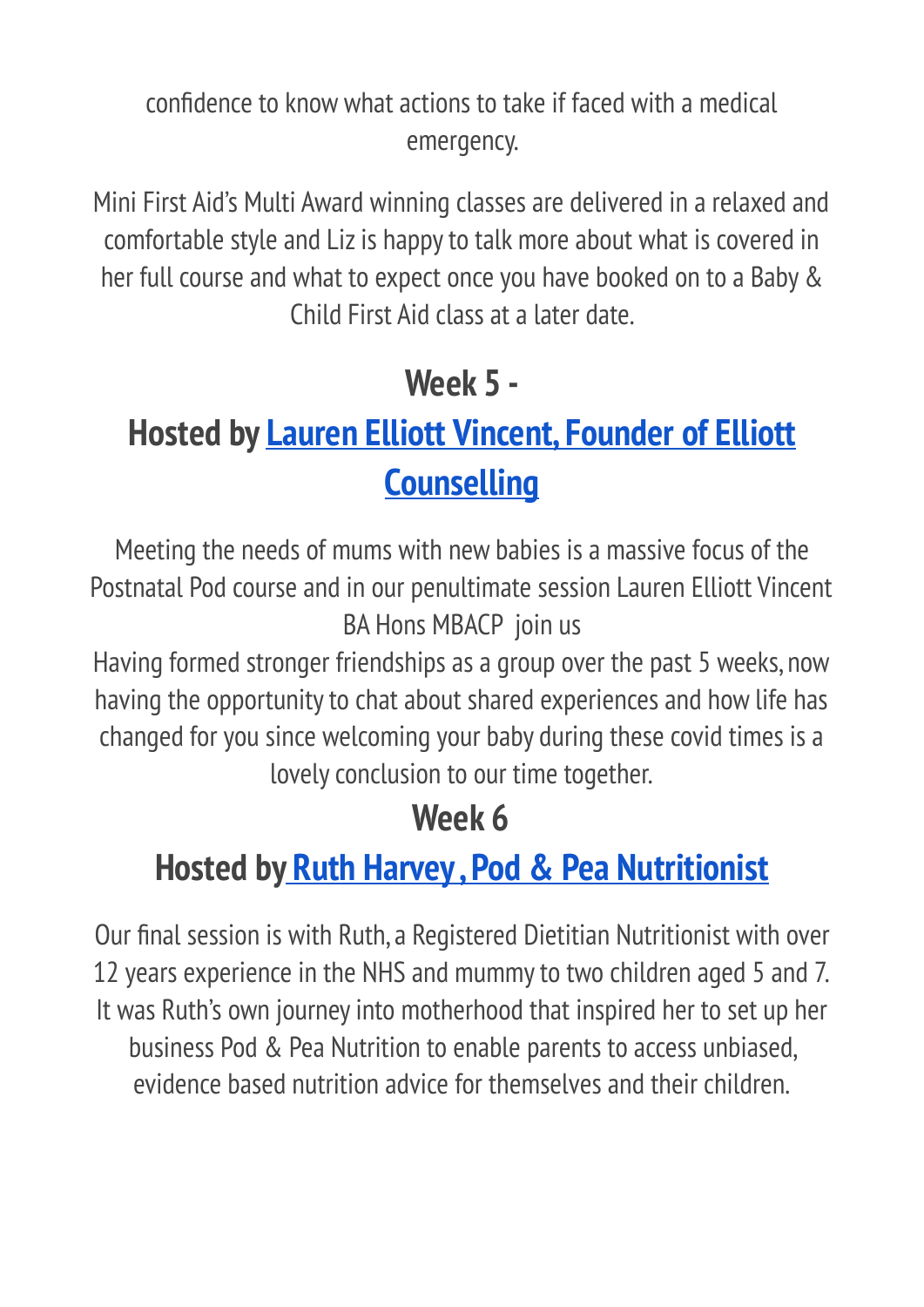confidence to know what actions to take if faced with a medical emergency.

Mini First Aid's Multi Award winning classes are delivered in a relaxed and comfortable style and Liz is happy to talk more about what is covered in her full course and what to expect once you have booked on to a Baby & Child First Aid class at a later date.

## Week 5 -

## Hosted by Lauren Elliott Vincent, Founder of Elliott Counselling

Meeting the needs of mums with new babies is a massive focus of the Postnatal Pod course and in our penultimate session Lauren Elliott Vincent BA Hons MBACP join us

Having formed stronger friendships as a group over the past 5 weeks, now having the opportunity to chat about shared experiences and how life has changed for you since welcoming your baby during these covid times is a lovely conclusion to our time together.

## Week 6

## Hosted by Ruth Harvey , Pod & Pea Nutritionist

Our final session is with Ruth, a Registered Dietitian Nutritionist with over 12 years experience in the NHS and mummy to two children aged 5 and 7. It was Ruth's own journey into motherhood that inspired her to set up her business Pod & Pea Nutrition to enable parents to access unbiased, evidence based nutrition advice for themselves and their children.